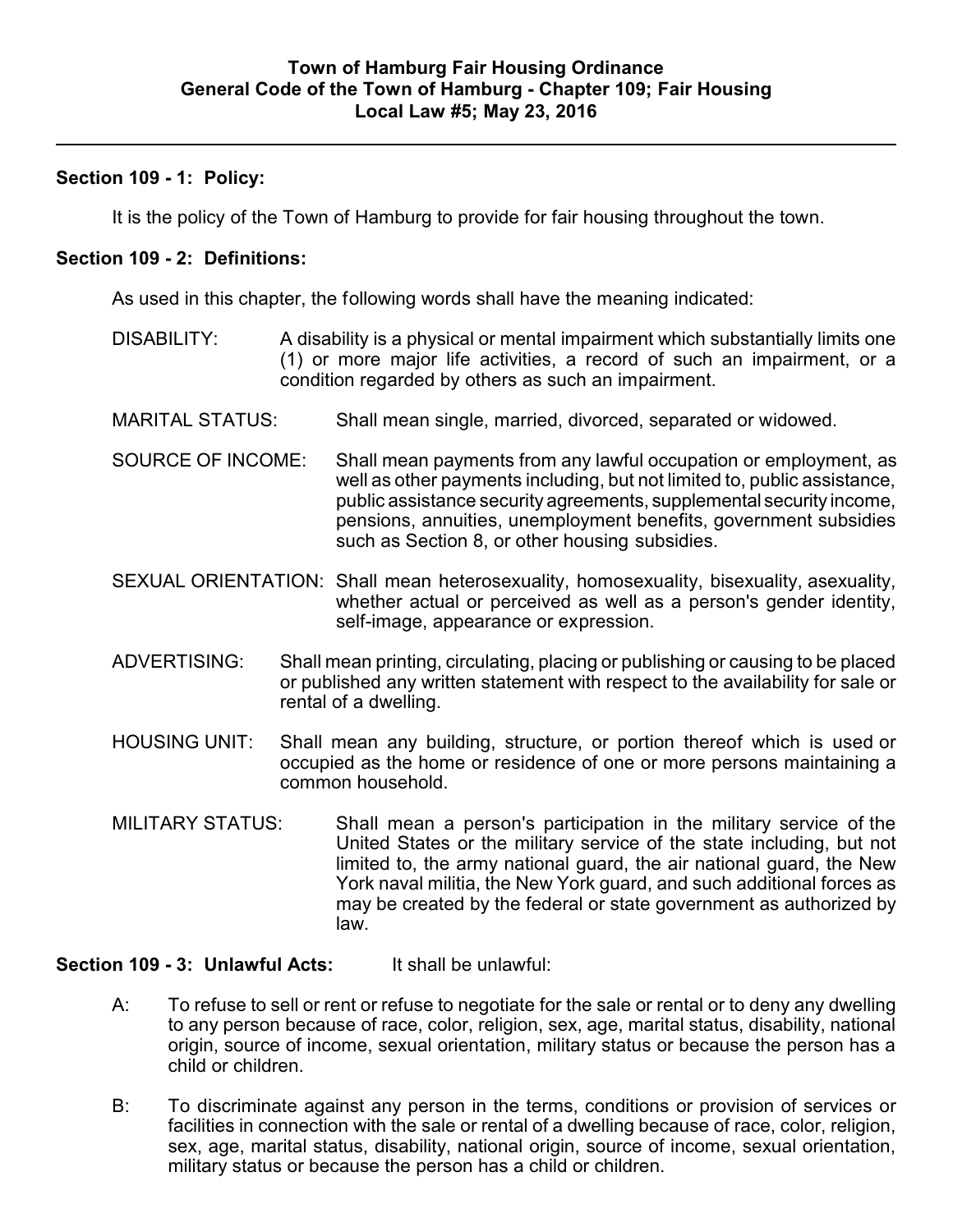**Town of Hamburg Fair Housing Ordinance**
**General Code of the Town of Hamburg - Chapter 109; Fair Housing**
**Local Law #5; May 23, 2016**

---

### Section 109 - 1: Policy:

It is the policy of the Town of Hamburg to provide for fair housing throughout the town.

### Section 109 - 2: Definitions:

As used in this chapter, the following words shall have the meaning indicated:

DISABILITY: A disability is a physical or mental impairment which substantially limits one (1) or more major life activities, a record of such an impairment, or a condition regarded by others as such an impairment.

MARITAL STATUS: Shall mean single, married, divorced, separated or widowed.

SOURCE OF INCOME: Shall mean payments from any lawful occupation or employment, as well as other payments including, but not limited to, public assistance, public assistance security agreements, supplemental security income, pensions, annuities, unemployment benefits, government subsidies such as Section 8, or other housing subsidies.

SEXUAL ORIENTATION: Shall mean heterosexuality, homosexuality, bisexuality, asexuality, whether actual or perceived as well as a person's gender identity, self-image, appearance or expression.

ADVERTISING: Shall mean printing, circulating, placing or publishing or causing to be placed or published any written statement with respect to the availability for sale or rental of a dwelling.

HOUSING UNIT: Shall mean any building, structure, or portion thereof which is used or occupied as the home or residence of one or more persons maintaining a common household.

MILITARY STATUS: Shall mean a person's participation in the military service of the United States or the military service of the state including, but not limited to, the army national guard, the air national guard, the New York naval militia, the New York guard, and such additional forces as may be created by the federal or state government as authorized by law.

### Section 109 - 3: Unlawful Acts: It shall be unlawful:

A: To refuse to sell or rent or refuse to negotiate for the sale or rental or to deny any dwelling to any person because of race, color, religion, sex, age, marital status, disability, national origin, source of income, sexual orientation, military status or because the person has a child or children.

B: To discriminate against any person in the terms, conditions or provision of services or facilities in connection with the sale or rental of a dwelling because of race, color, religion, sex, age, marital status, disability, national origin, source of income, sexual orientation, military status or because the person has a child or children.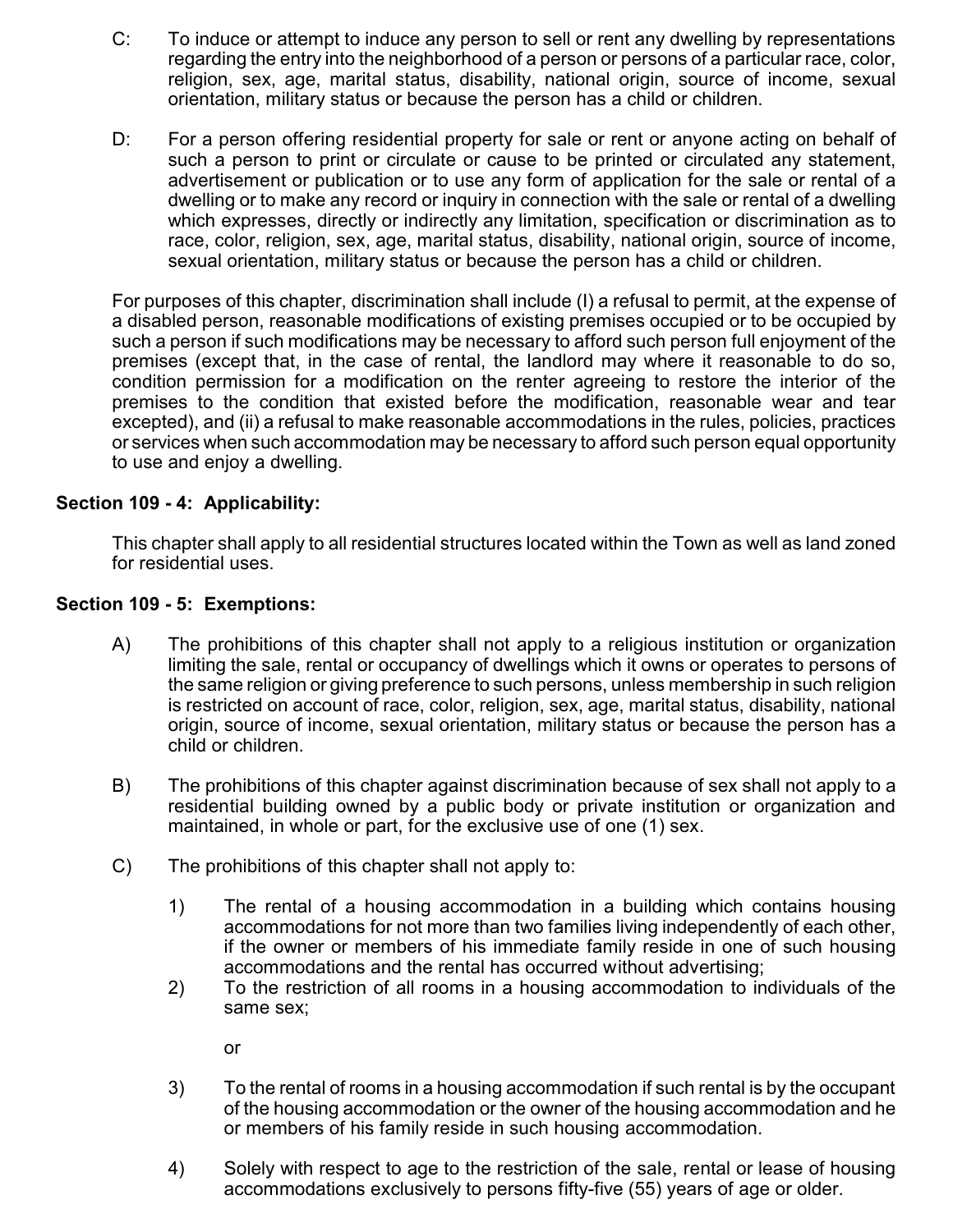C: To induce or attempt to induce any person to sell or rent any dwelling by representations regarding the entry into the neighborhood of a person or persons of a particular race, color, religion, sex, age, marital status, disability, national origin, source of income, sexual orientation, military status or because the person has a child or children.

D: For a person offering residential property for sale or rent or anyone acting on behalf of such a person to print or circulate or cause to be printed or circulated any statement, advertisement or publication or to use any form of application for the sale or rental of a dwelling or to make any record or inquiry in connection with the sale or rental of a dwelling which expresses, directly or indirectly any limitation, specification or discrimination as to race, color, religion, sex, age, marital status, disability, national origin, source of income, sexual orientation, military status or because the person has a child or children.

For purposes of this chapter, discrimination shall include (I) a refusal to permit, at the expense of a disabled person, reasonable modifications of existing premises occupied or to be occupied by such a person if such modifications may be necessary to afford such person full enjoyment of the premises (except that, in the case of rental, the landlord may where it reasonable to do so, condition permission for a modification on the renter agreeing to restore the interior of the premises to the condition that existed before the modification, reasonable wear and tear excepted), and (ii) a refusal to make reasonable accommodations in the rules, policies, practices or services when such accommodation may be necessary to afford such person equal opportunity to use and enjoy a dwelling.

**Section 109 - 4: Applicability:**

This chapter shall apply to all residential structures located within the Town as well as land zoned for residential uses.

**Section 109 - 5: Exemptions:**

A) The prohibitions of this chapter shall not apply to a religious institution or organization limiting the sale, rental or occupancy of dwellings which it owns or operates to persons of the same religion or giving preference to such persons, unless membership in such religion is restricted on account of race, color, religion, sex, age, marital status, disability, national origin, source of income, sexual orientation, military status or because the person has a child or children.

B) The prohibitions of this chapter against discrimination because of sex shall not apply to a residential building owned by a public body or private institution or organization and maintained, in whole or part, for the exclusive use of one (1) sex.

C) The prohibitions of this chapter shall not apply to:

1) The rental of a housing accommodation in a building which contains housing accommodations for not more than two families living independently of each other, if the owner or members of his immediate family reside in one of such housing accommodations and the rental has occurred without advertising;

2) To the restriction of all rooms in a housing accommodation to individuals of the same sex;

or

3) To the rental of rooms in a housing accommodation if such rental is by the occupant of the housing accommodation or the owner of the housing accommodation and he or members of his family reside in such housing accommodation.

4) Solely with respect to age to the restriction of the sale, rental or lease of housing accommodations exclusively to persons fifty-five (55) years of age or older.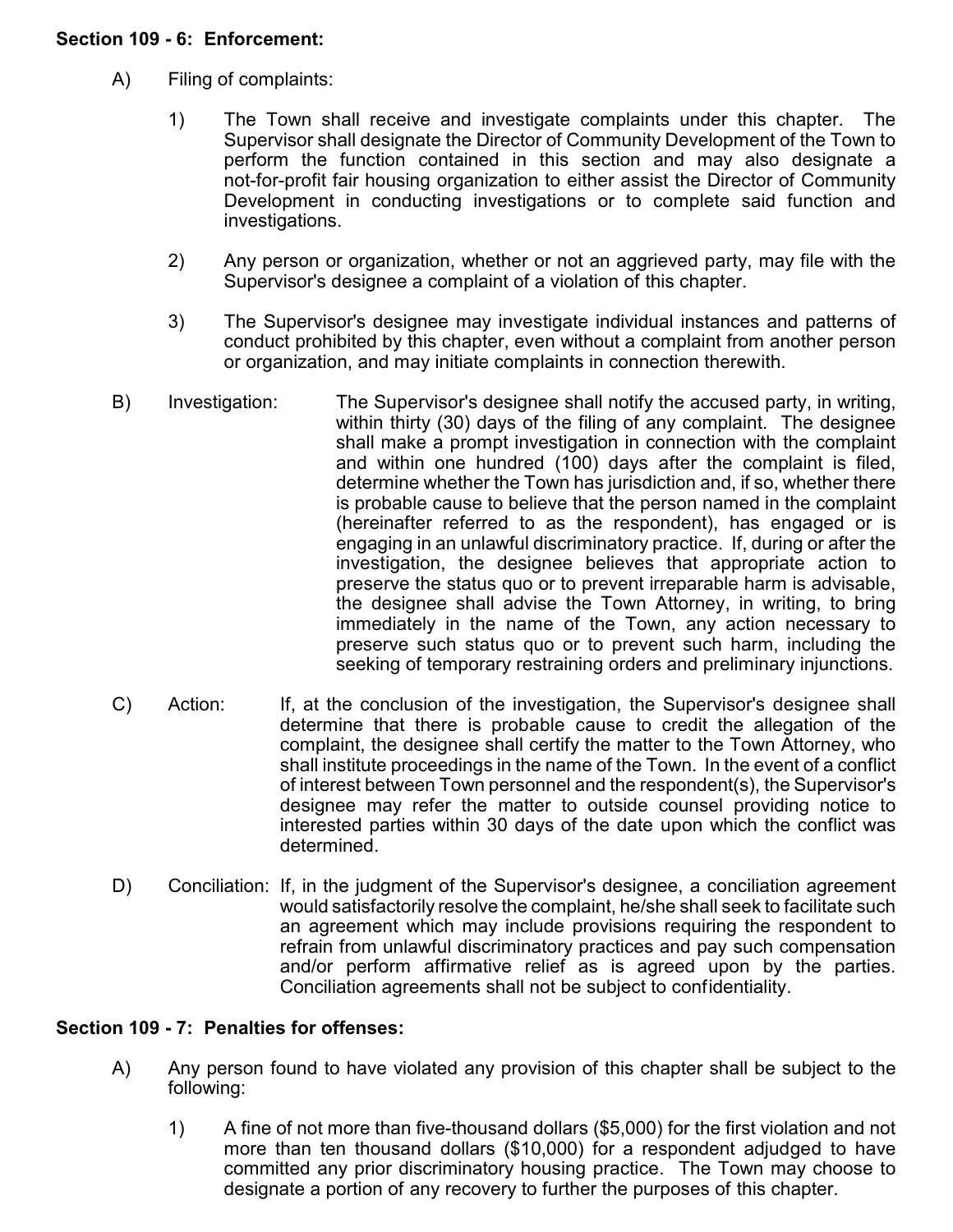**Section 109 - 6: Enforcement:**

A) Filing of complaints:

1) The Town shall receive and investigate complaints under this chapter. The Supervisor shall designate the Director of Community Development of the Town to perform the function contained in this section and may also designate a not-for-profit fair housing organization to either assist the Director of Community Development in conducting investigations or to complete said function and investigations.

2) Any person or organization, whether or not an aggrieved party, may file with the Supervisor's designee a complaint of a violation of this chapter.

3) The Supervisor's designee may investigate individual instances and patterns of conduct prohibited by this chapter, even without a complaint from another person or organization, and may initiate complaints in connection therewith.

B) Investigation: The Supervisor's designee shall notify the accused party, in writing, within thirty (30) days of the filing of any complaint. The designee shall make a prompt investigation in connection with the complaint and within one hundred (100) days after the complaint is filed, determine whether the Town has jurisdiction and, if so, whether there is probable cause to believe that the person named in the complaint (hereinafter referred to as the respondent), has engaged or is engaging in an unlawful discriminatory practice. If, during or after the investigation, the designee believes that appropriate action to preserve the status quo or to prevent irreparable harm is advisable, the designee shall advise the Town Attorney, in writing, to bring immediately in the name of the Town, any action necessary to preserve such status quo or to prevent such harm, including the seeking of temporary restraining orders and preliminary injunctions.

C) Action: If, at the conclusion of the investigation, the Supervisor's designee shall determine that there is probable cause to credit the allegation of the complaint, the designee shall certify the matter to the Town Attorney, who shall institute proceedings in the name of the Town. In the event of a conflict of interest between Town personnel and the respondent(s), the Supervisor's designee may refer the matter to outside counsel providing notice to interested parties within 30 days of the date upon which the conflict was determined.

D) Conciliation: If, in the judgment of the Supervisor's designee, a conciliation agreement would satisfactorily resolve the complaint, he/she shall seek to facilitate such an agreement which may include provisions requiring the respondent to refrain from unlawful discriminatory practices and pay such compensation and/or perform affirmative relief as is agreed upon by the parties. Conciliation agreements shall not be subject to confidentiality.

**Section 109 - 7: Penalties for offenses:**

A) Any person found to have violated any provision of this chapter shall be subject to the following:

1) A fine of not more than five-thousand dollars ($5,000) for the first violation and not more than ten thousand dollars ($10,000) for a respondent adjudged to have committed any prior discriminatory housing practice. The Town may choose to designate a portion of any recovery to further the purposes of this chapter.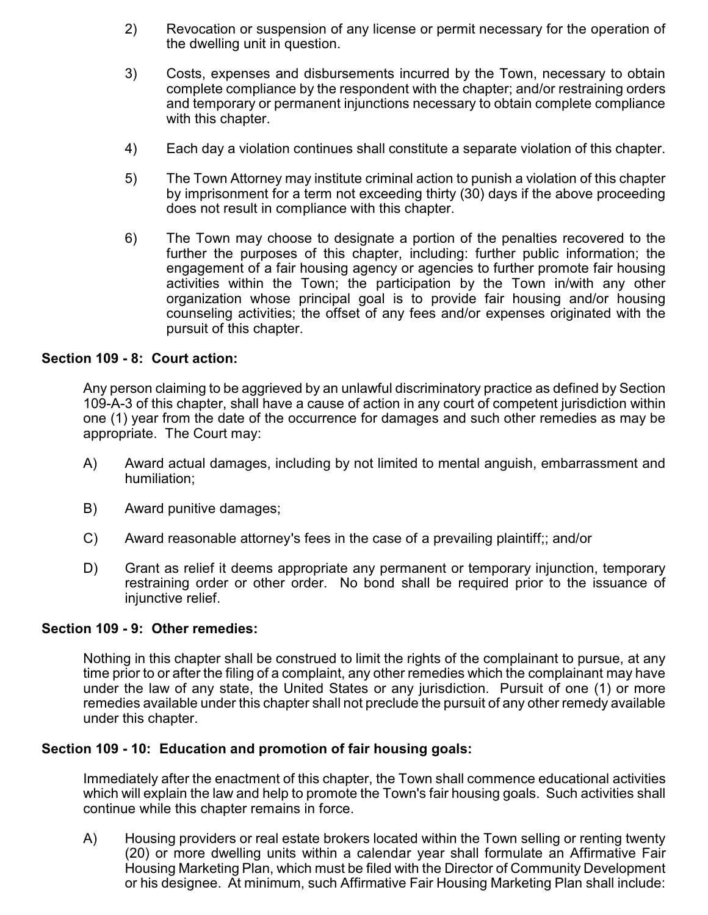2) Revocation or suspension of any license or permit necessary for the operation of the dwelling unit in question.

3) Costs, expenses and disbursements incurred by the Town, necessary to obtain complete compliance by the respondent with the chapter; and/or restraining orders and temporary or permanent injunctions necessary to obtain complete compliance with this chapter.

4) Each day a violation continues shall constitute a separate violation of this chapter.

5) The Town Attorney may institute criminal action to punish a violation of this chapter by imprisonment for a term not exceeding thirty (30) days if the above proceeding does not result in compliance with this chapter.

6) The Town may choose to designate a portion of the penalties recovered to the further the purposes of this chapter, including: further public information; the engagement of a fair housing agency or agencies to further promote fair housing activities within the Town; the participation by the Town in/with any other organization whose principal goal is to provide fair housing and/or housing counseling activities; the offset of any fees and/or expenses originated with the pursuit of this chapter.

**Section 109 - 8: Court action:**

Any person claiming to be aggrieved by an unlawful discriminatory practice as defined by Section 109-A-3 of this chapter, shall have a cause of action in any court of competent jurisdiction within one (1) year from the date of the occurrence for damages and such other remedies as may be appropriate. The Court may:

A) Award actual damages, including by not limited to mental anguish, embarrassment and humiliation;

B) Award punitive damages;

C) Award reasonable attorney's fees in the case of a prevailing plaintiff;; and/or

D) Grant as relief it deems appropriate any permanent or temporary injunction, temporary restraining order or other order. No bond shall be required prior to the issuance of injunctive relief.

**Section 109 - 9: Other remedies:**

Nothing in this chapter shall be construed to limit the rights of the complainant to pursue, at any time prior to or after the filing of a complaint, any other remedies which the complainant may have under the law of any state, the United States or any jurisdiction. Pursuit of one (1) or more remedies available under this chapter shall not preclude the pursuit of any other remedy available under this chapter.

**Section 109 - 10: Education and promotion of fair housing goals:**

Immediately after the enactment of this chapter, the Town shall commence educational activities which will explain the law and help to promote the Town's fair housing goals. Such activities shall continue while this chapter remains in force.

A) Housing providers or real estate brokers located within the Town selling or renting twenty (20) or more dwelling units within a calendar year shall formulate an Affirmative Fair Housing Marketing Plan, which must be filed with the Director of Community Development or his designee. At minimum, such Affirmative Fair Housing Marketing Plan shall include: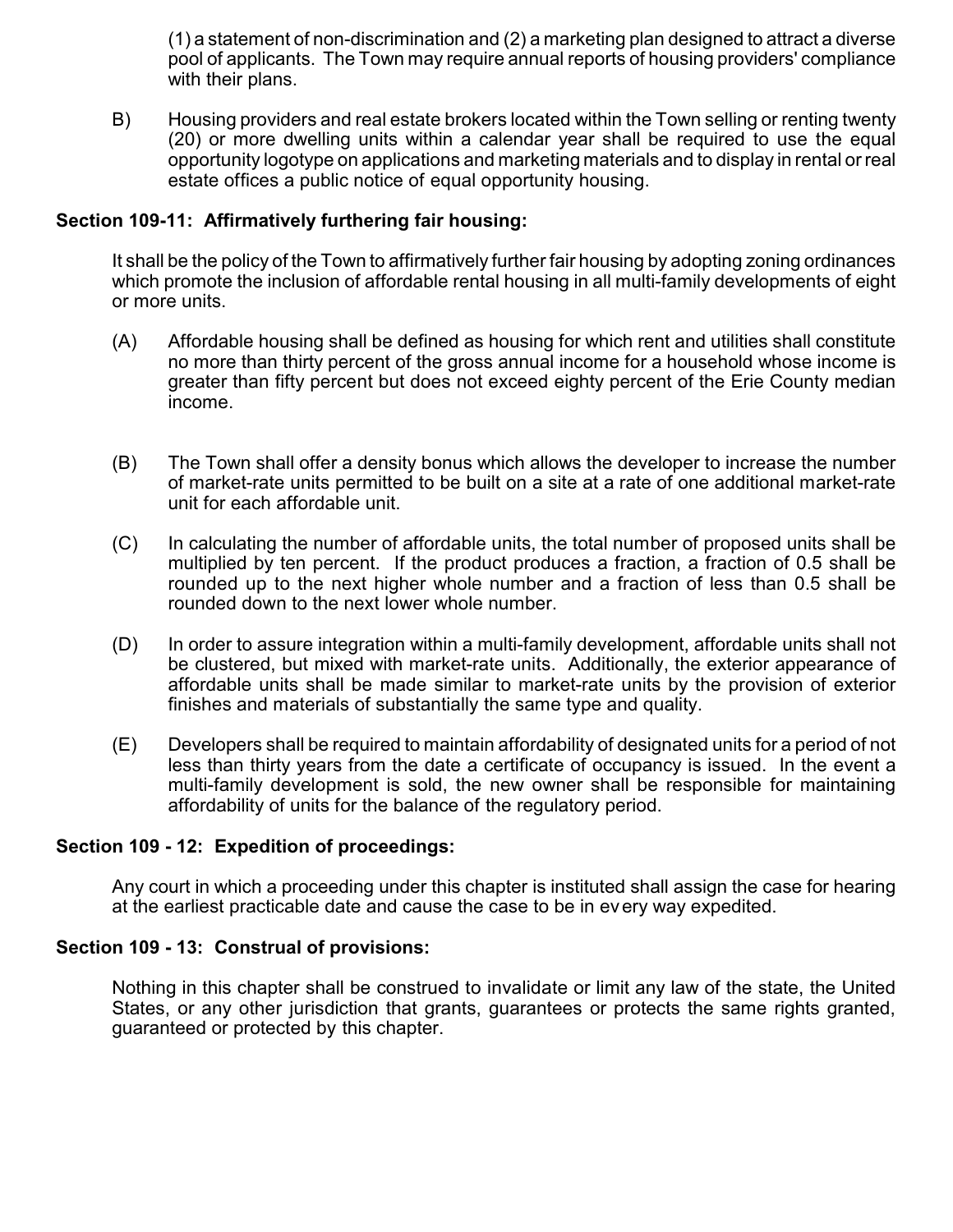(1) a statement of non-discrimination and (2) a marketing plan designed to attract a diverse pool of applicants. The Town may require annual reports of housing providers' compliance with their plans.

B) Housing providers and real estate brokers located within the Town selling or renting twenty (20) or more dwelling units within a calendar year shall be required to use the equal opportunity logotype on applications and marketing materials and to display in rental or real estate offices a public notice of equal opportunity housing.

**Section 109-11: Affirmatively furthering fair housing:**

It shall be the policy of the Town to affirmatively further fair housing by adopting zoning ordinances which promote the inclusion of affordable rental housing in all multi-family developments of eight or more units.

(A) Affordable housing shall be defined as housing for which rent and utilities shall constitute no more than thirty percent of the gross annual income for a household whose income is greater than fifty percent but does not exceed eighty percent of the Erie County median income.

(B) The Town shall offer a density bonus which allows the developer to increase the number of market-rate units permitted to be built on a site at a rate of one additional market-rate unit for each affordable unit.

(C) In calculating the number of affordable units, the total number of proposed units shall be multiplied by ten percent. If the product produces a fraction, a fraction of 0.5 shall be rounded up to the next higher whole number and a fraction of less than 0.5 shall be rounded down to the next lower whole number.

(D) In order to assure integration within a multi-family development, affordable units shall not be clustered, but mixed with market-rate units. Additionally, the exterior appearance of affordable units shall be made similar to market-rate units by the provision of exterior finishes and materials of substantially the same type and quality.

(E) Developers shall be required to maintain affordability of designated units for a period of not less than thirty years from the date a certificate of occupancy is issued. In the event a multi-family development is sold, the new owner shall be responsible for maintaining affordability of units for the balance of the regulatory period.

**Section 109 - 12: Expedition of proceedings:**

Any court in which a proceeding under this chapter is instituted shall assign the case for hearing at the earliest practicable date and cause the case to be in every way expedited.

**Section 109 - 13: Construal of provisions:**

Nothing in this chapter shall be construed to invalidate or limit any law of the state, the United States, or any other jurisdiction that grants, guarantees or protects the same rights granted, guaranteed or protected by this chapter.